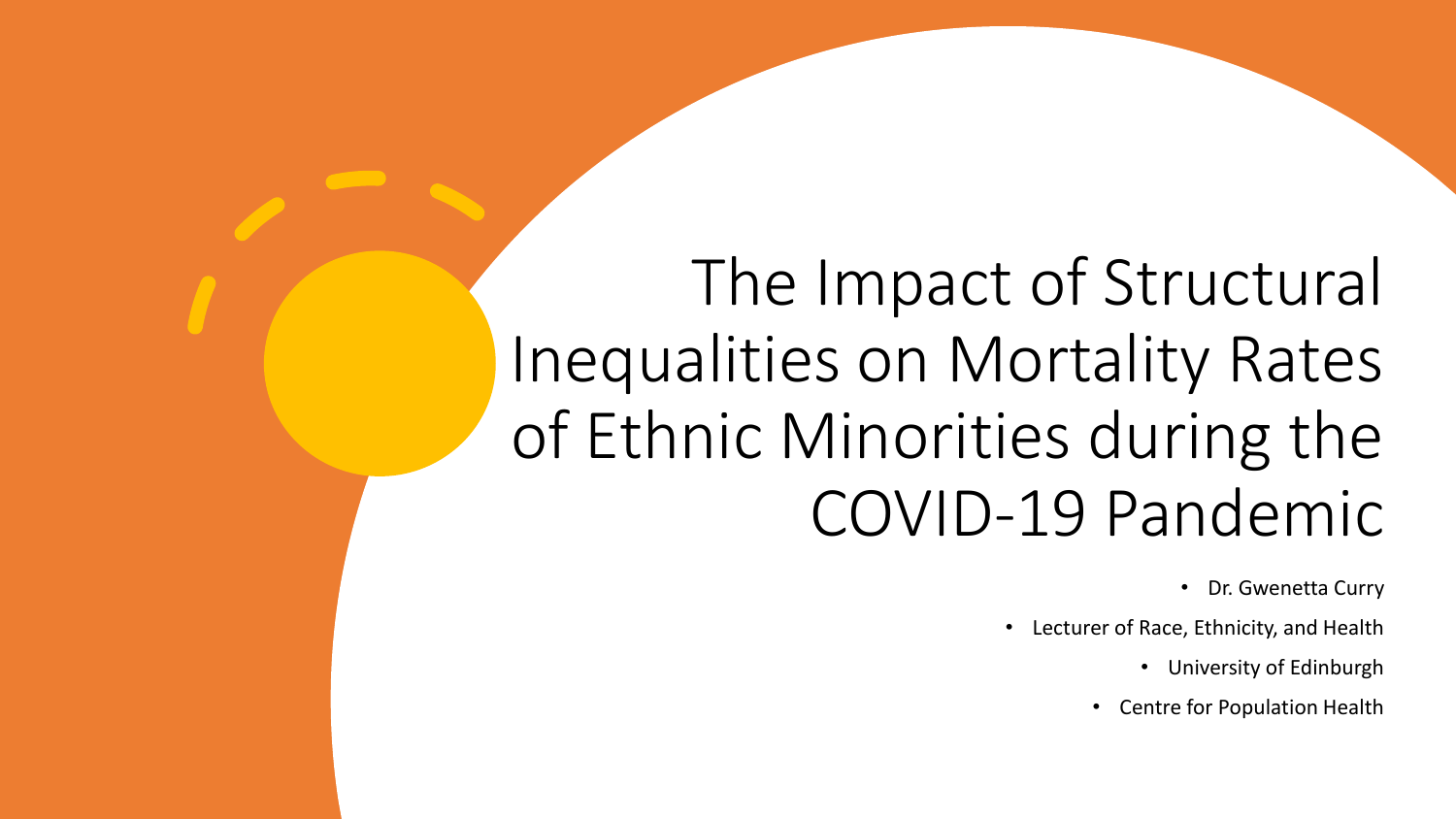# The Impact of Structural Inequalities on Mortality Rates of Ethnic Minorities during the COVID-19 Pandemic

- Dr. Gwenetta Curry
- Lecturer of Race, Ethnicity, and Health
- University of Edinburgh
- Centre for Population Health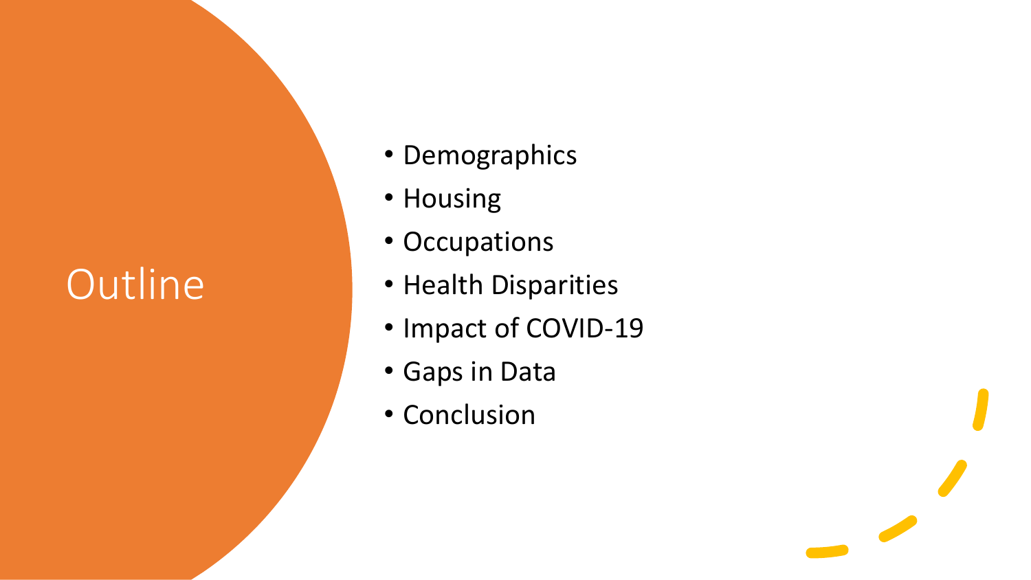# Outline

- Demographics
- Housing
- Occupations
- Health Disparities
- Impact of COVID-19
- Gaps in Data
- Conclusion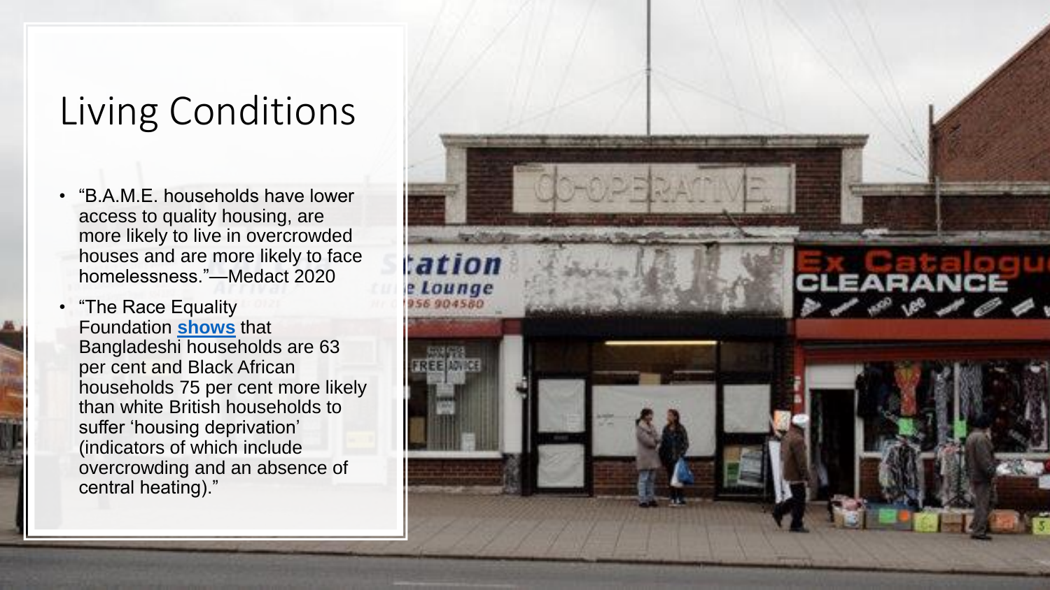# Living Conditions

- "B.A.M.E. households have lower access to quality housing, are more likely to live in overcrowded houses and are more likely to face homelessness."—Medact 2020
- "The Race Equality Foundation **shows** that Bangladeshi households are 63 per cent and Black African households 75 per cent more likely than white British households to suffer 'housing deprivation' (indicators of which include overcrowding and an absence of central heating)."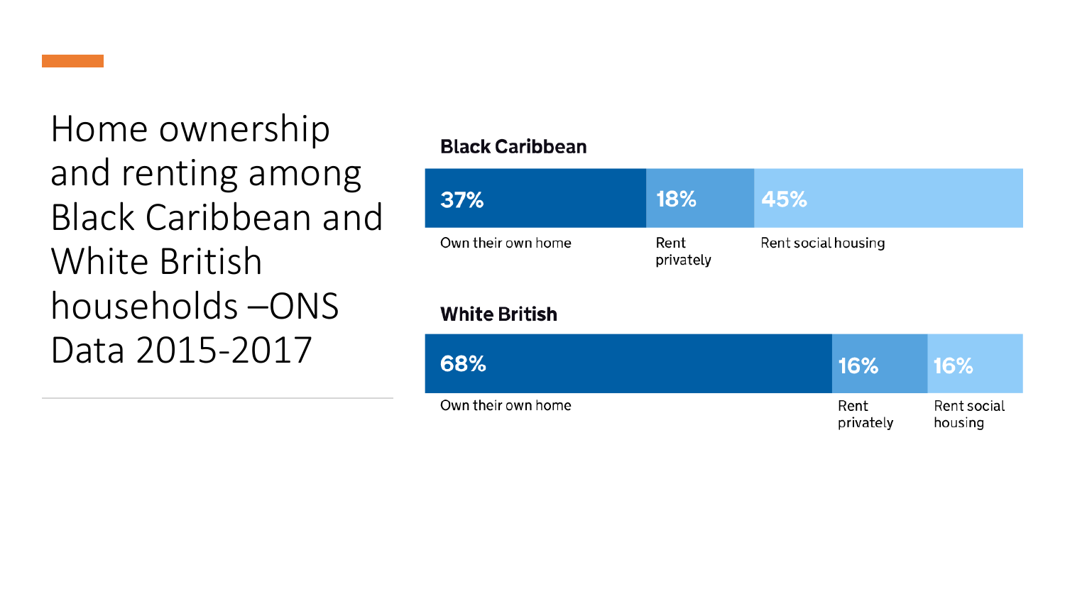# Home ownership and renting among Black Caribbean and White British households –ONS Data 2015-2017

**Black Caribbean**

| Own their own home | Rent privately | Rent social housing |
| --- | --- | --- |
| 37% | 18% | 45% |

**White British**

| Own their own home | Rent privately | Rent social housing |
| --- | --- | --- |
| 68% | 16% | 16% |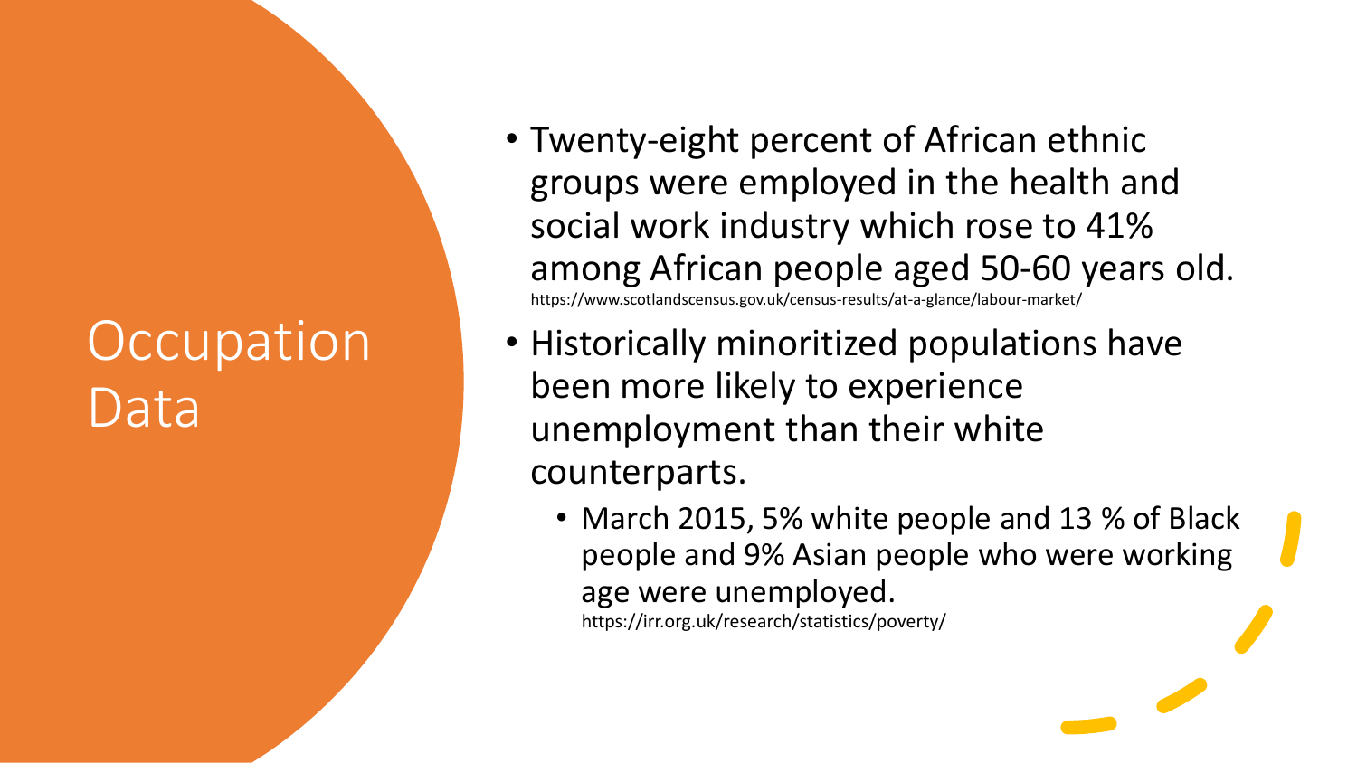# Occupation Data

- Twenty-eight percent of African ethnic groups were employed in the health and social work industry which rose to 41% among African people aged 50-60 years old.
  https://www.scotlandscensus.gov.uk/census-results/at-a-glance/labour-market/
- Historically minoritized populations have been more likely to experience unemployment than their white counterparts.
  - March 2015, 5% white people and 13 % of Black people and 9% Asian people who were working age were unemployed.
    https://irr.org.uk/research/statistics/poverty/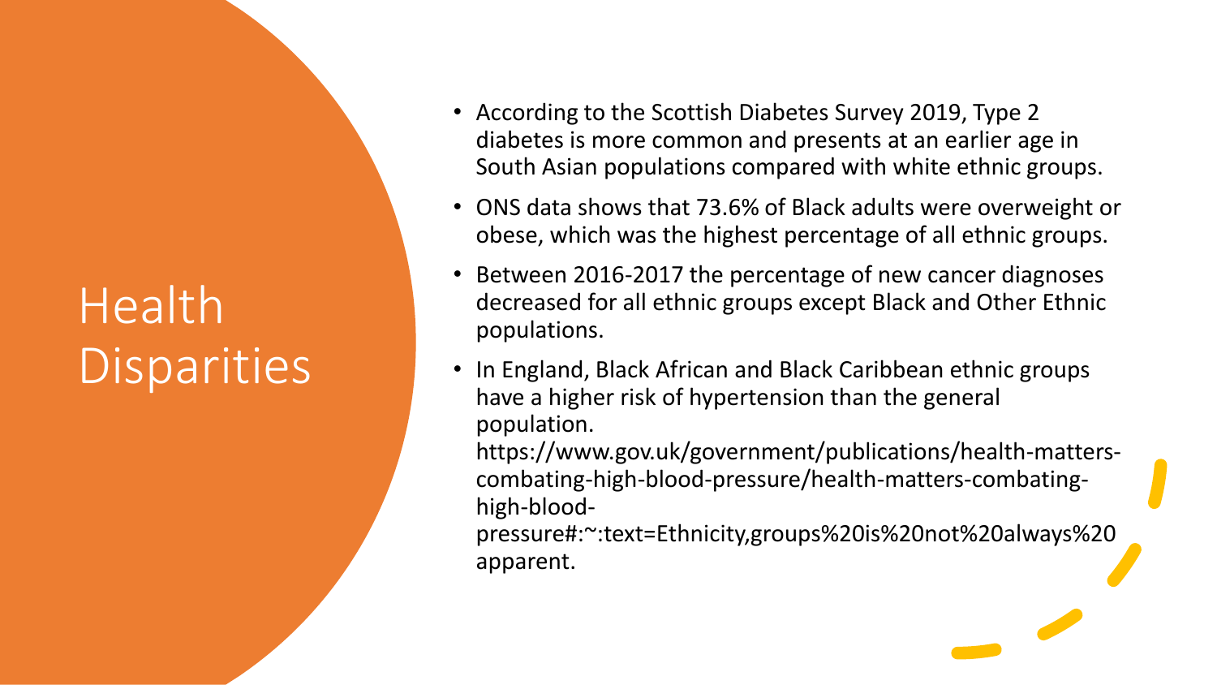# Health Disparities

- According to the Scottish Diabetes Survey 2019, Type 2 diabetes is more common and presents at an earlier age in South Asian populations compared with white ethnic groups.
- ONS data shows that 73.6% of Black adults were overweight or obese, which was the highest percentage of all ethnic groups.
- Between 2016-2017 the percentage of new cancer diagnoses decreased for all ethnic groups except Black and Other Ethnic populations.
- In England, Black African and Black Caribbean ethnic groups have a higher risk of hypertension than the general population. https://www.gov.uk/government/publications/health-matters-combating-high-blood-pressure/health-matters-combating-high-blood-pressure#:~:text=Ethnicity,groups%20is%20not%20always%20apparent.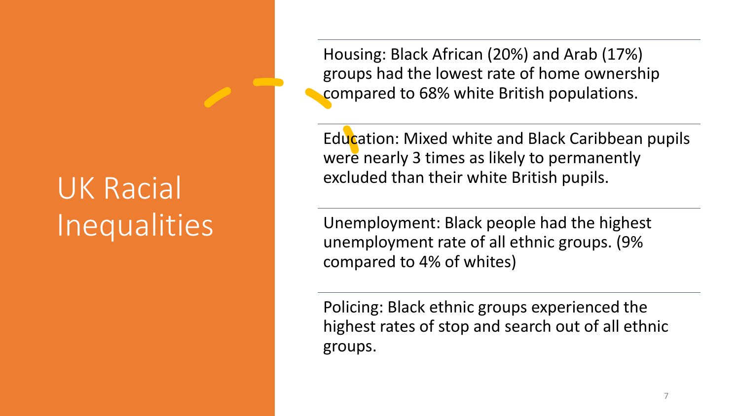# UK Racial Inequalities

Housing: Black African (20%) and Arab (17%) groups had the lowest rate of home ownership compared to 68% white British populations.

Education: Mixed white and Black Caribbean pupils were nearly 3 times as likely to permanently excluded than their white British pupils.

Unemployment: Black people had the highest unemployment rate of all ethnic groups. (9% compared to 4% of whites)

Policing: Black ethnic groups experienced the highest rates of stop and search out of all ethnic groups.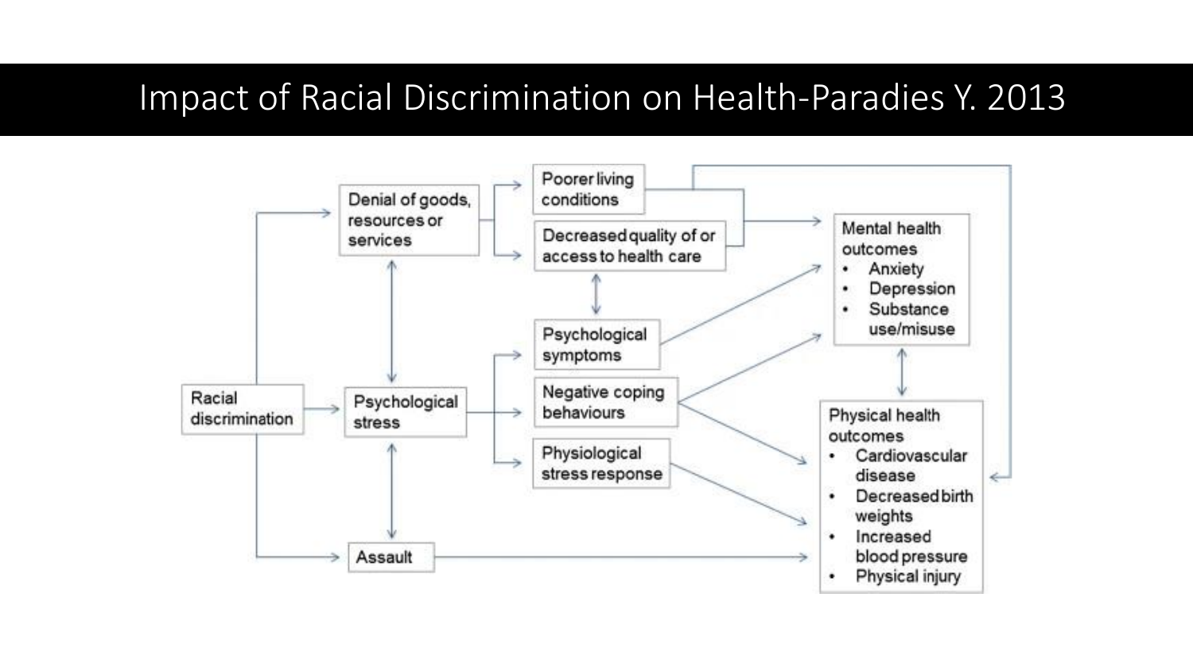# Impact of Racial Discrimination on Health-Paradies Y. 2013

- Racial discrimination
  - Denial of goods, resources or services
    - Poorer living conditions
    - Decreased quality of or access to health care
  - Psychological stress
    - Psychological symptoms
    - Negative coping behaviours
    - Physiological stress response
  - Assault

Mental health outcomes
- Anxiety
- Depression
- Substance use/misuse

Physical health outcomes
- Cardiovascular disease
- Decreased birth weights
- Increased blood pressure
- Physical injury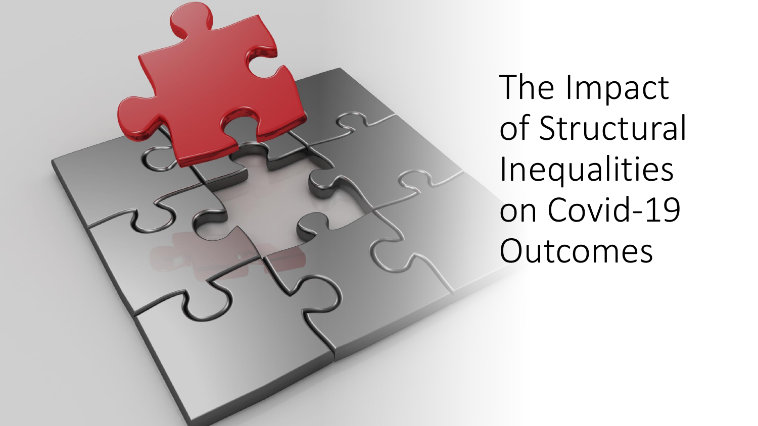# The Impact of Structural Inequalities on Covid-19 Outcomes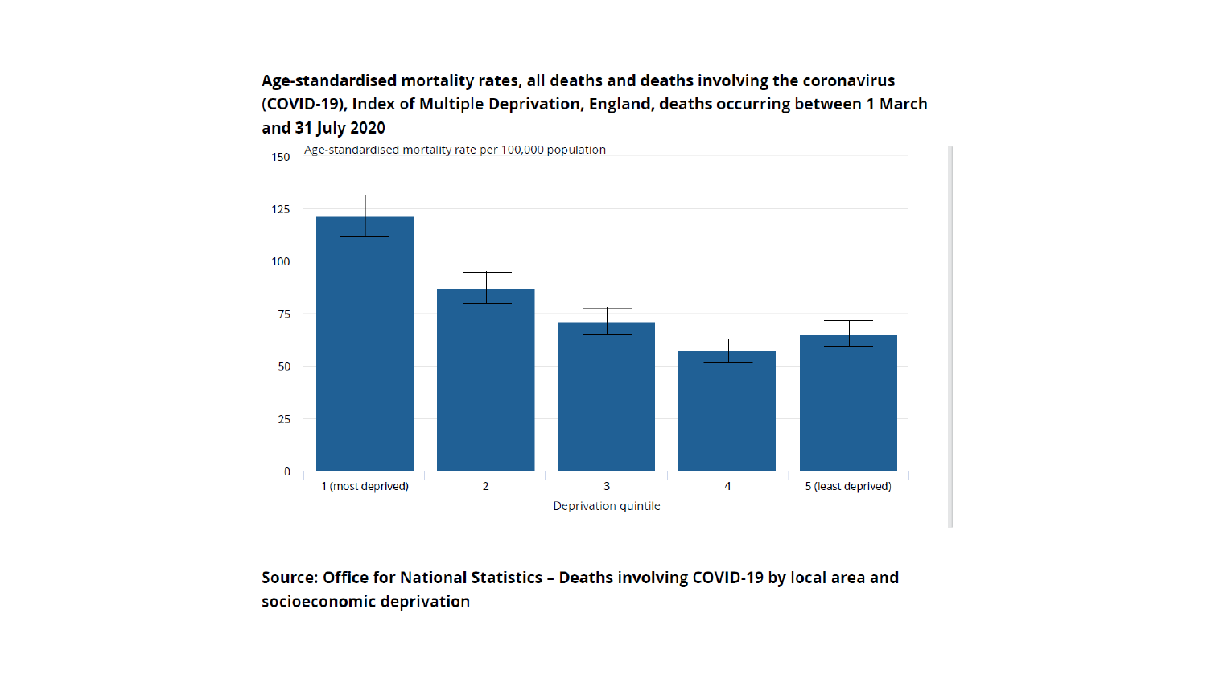**Age-standardised mortality rates, all deaths and deaths involving the coronavirus (COVID-19), Index of Multiple Deprivation, England, deaths occurring between 1 March and 31 July 2020**

Age-standardised mortality rate per 100,000 population

150

125

100

75

50

25

0

1 (most deprived) | 2 | 3 | 4 | 5 (least deprived)

Deprivation quintile

**Source: Office for National Statistics – Deaths involving COVID-19 by local area and socioeconomic deprivation**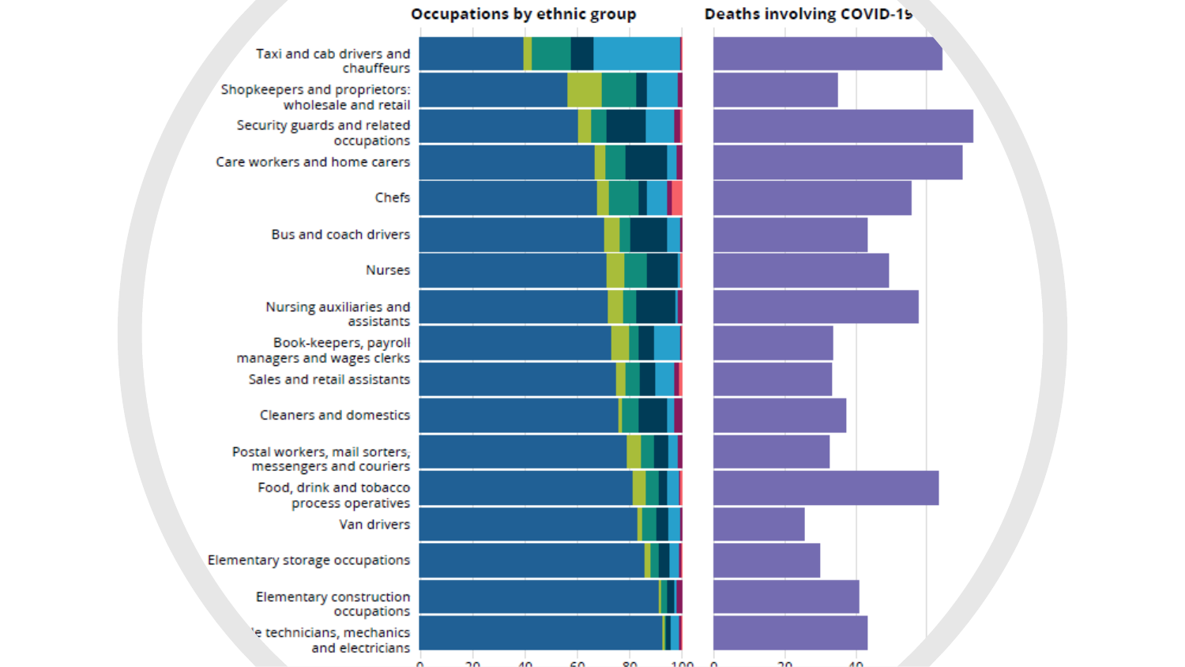**Occupations by ethnic group**

**Deaths involving COVID-19**

Taxi and cab drivers and chauffeurs

Shopkeepers and proprietors: wholesale and retail

Security guards and related occupations

Care workers and home carers

Chefs

Bus and coach drivers

Nurses

Nursing auxiliaries and assistants

Book-keepers, payroll managers and wages clerks

Sales and retail assistants

Cleaners and domestics

Postal workers, mail sorters, messengers and couriers

Food, drink and tobacco process operatives

Van drivers

Elementary storage occupations

Elementary construction occupations

...e technicians, mechanics and electricians

0 20 40 60 80 100

0 20 40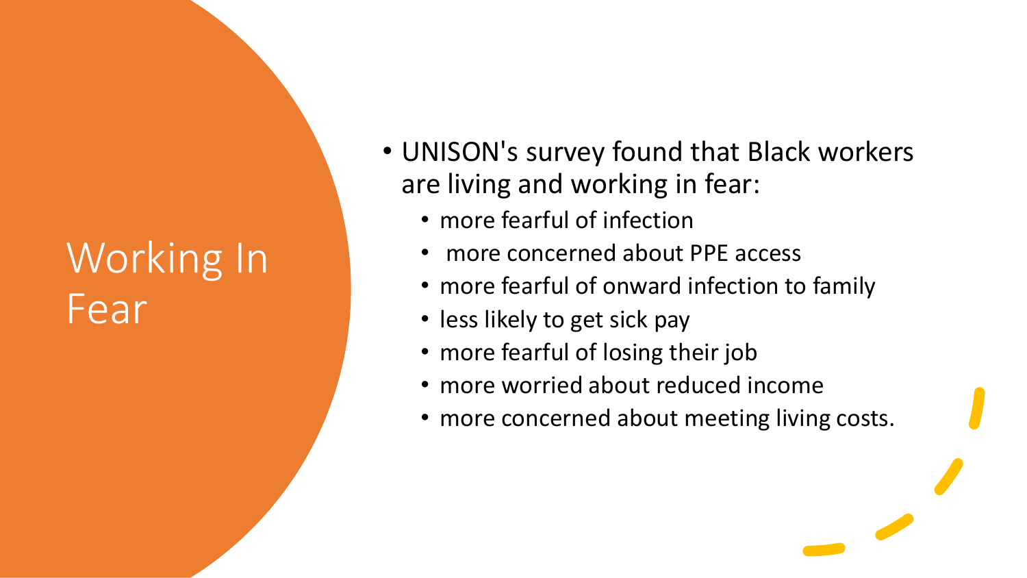# Working In Fear

- UNISON's survey found that Black workers are living and working in fear:
  - more fearful of infection
  - more concerned about PPE access
  - more fearful of onward infection to family
  - less likely to get sick pay
  - more fearful of losing their job
  - more worried about reduced income
  - more concerned about meeting living costs.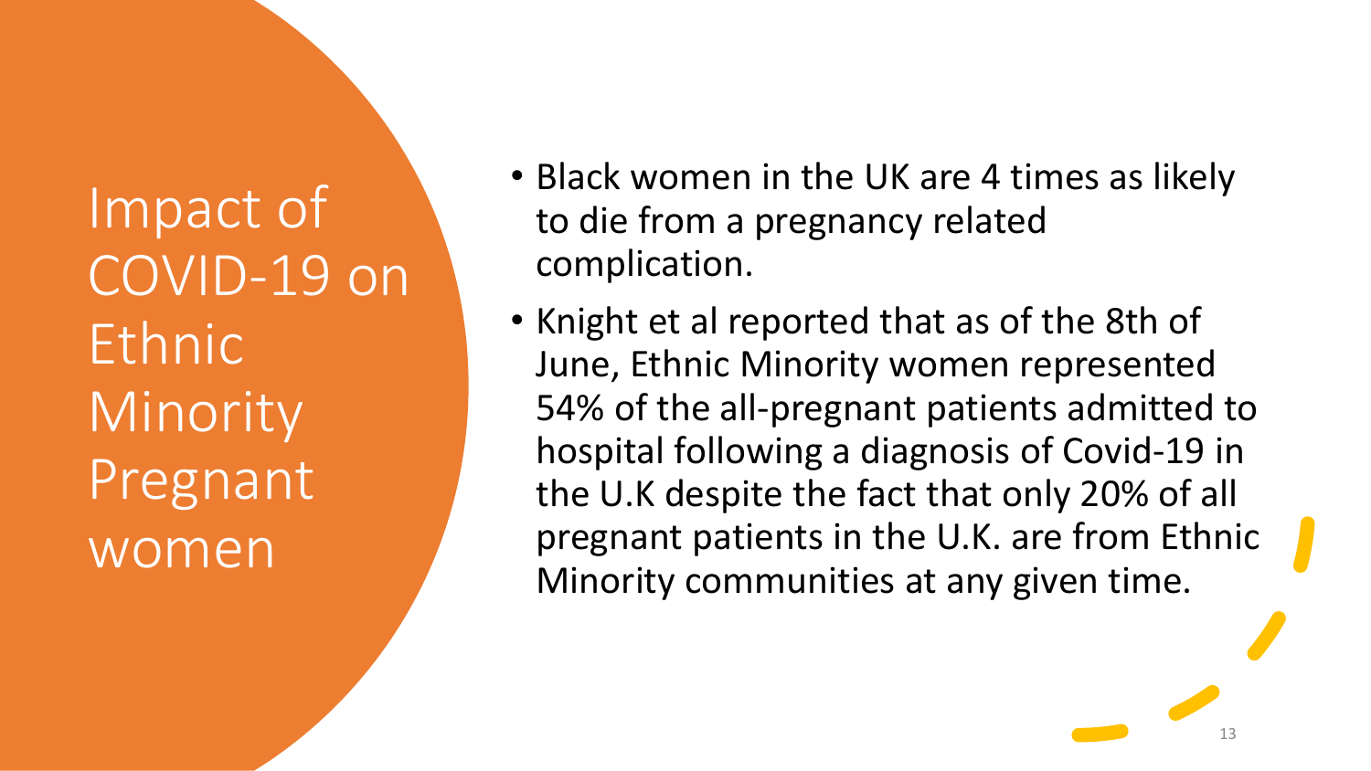# Impact of COVID-19 on Ethnic Minority Pregnant women

- Black women in the UK are 4 times as likely to die from a pregnancy related complication.
- Knight et al reported that as of the 8th of June, Ethnic Minority women represented 54% of the all-pregnant patients admitted to hospital following a diagnosis of Covid-19 in the U.K despite the fact that only 20% of all pregnant patients in the U.K. are from Ethnic Minority communities at any given time.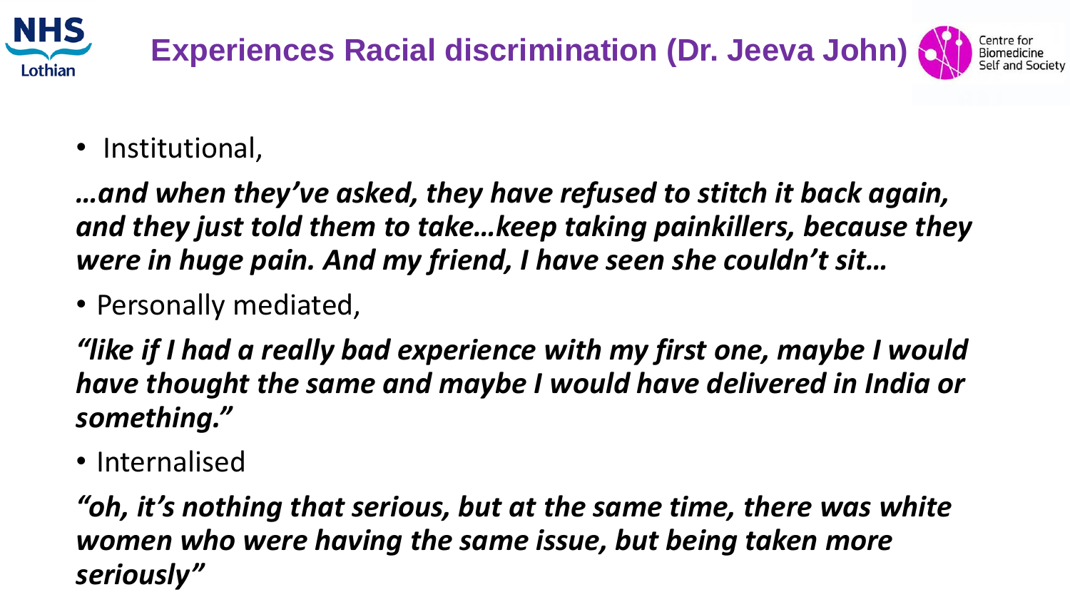# Experiences Racial discrimination (Dr. Jeeva John)

- Institutional,

***…and when they've asked, they have refused to stitch it back again, and they just told them to take…keep taking painkillers, because they were in huge pain. And my friend, I have seen she couldn't sit…***

- Personally mediated,

***"like if I had a really bad experience with my first one, maybe I would have thought the same and maybe I would have delivered in India or something."***

- Internalised

***"oh, it's nothing that serious, but at the same time, there was white women who were having the same issue, but being taken more seriously"***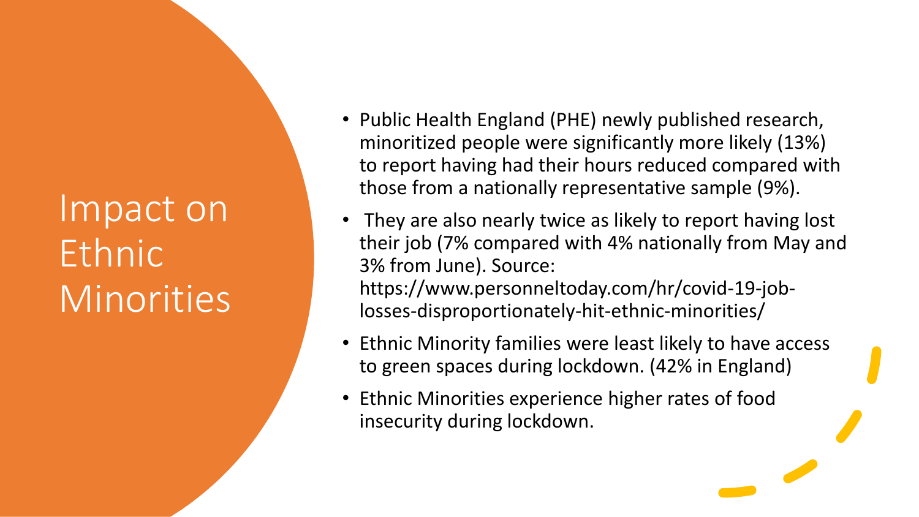# Impact on Ethnic Minorities

- Public Health England (PHE) newly published research, minoritized people were significantly more likely (13%) to report having had their hours reduced compared with those from a nationally representative sample (9%).
- They are also nearly twice as likely to report having lost their job (7% compared with 4% nationally from May and 3% from June). Source: https://www.personneltoday.com/hr/covid-19-job-losses-disproportionately-hit-ethnic-minorities/
- Ethnic Minority families were least likely to have access to green spaces during lockdown. (42% in England)
- Ethnic Minorities experience higher rates of food insecurity during lockdown.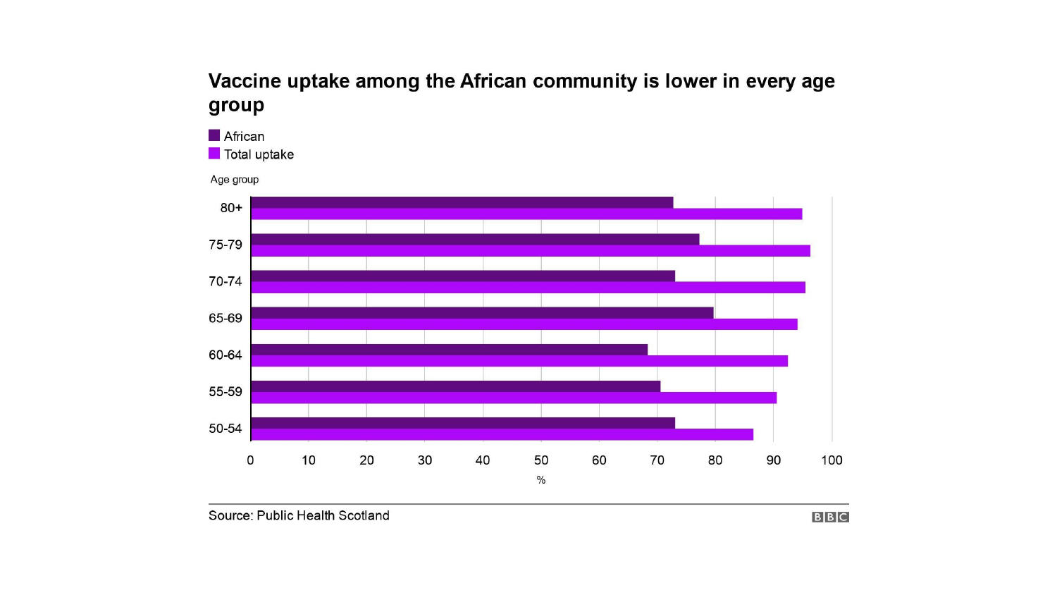## Vaccine uptake among the African community is lower in every age group

■ African
■ Total uptake

Age group

80+
75-79
70-74
65-69
60-64
55-59
50-54

0 10 20 30 40 50 60 70 80 90 100

%

Source: Public Health Scotland

BBC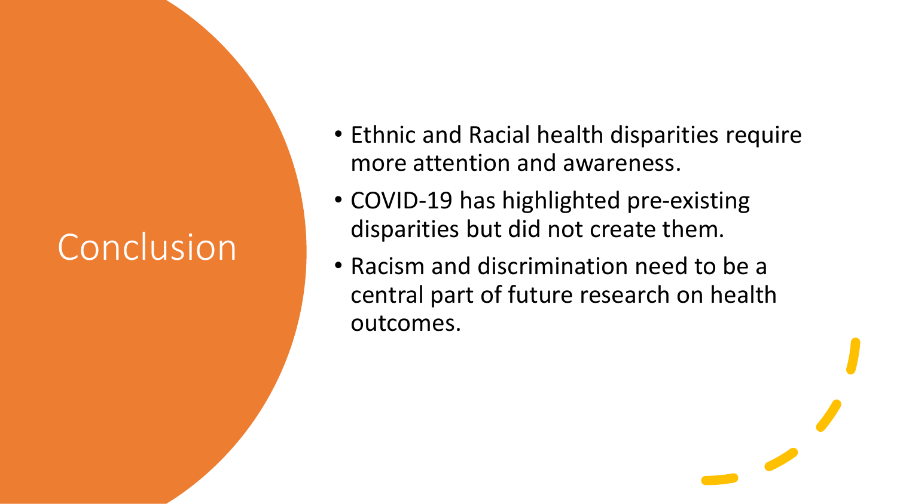# Conclusion

- Ethnic and Racial health disparities require more attention and awareness.
- COVID-19 has highlighted pre-existing disparities but did not create them.
- Racism and discrimination need to be a central part of future research on health outcomes.